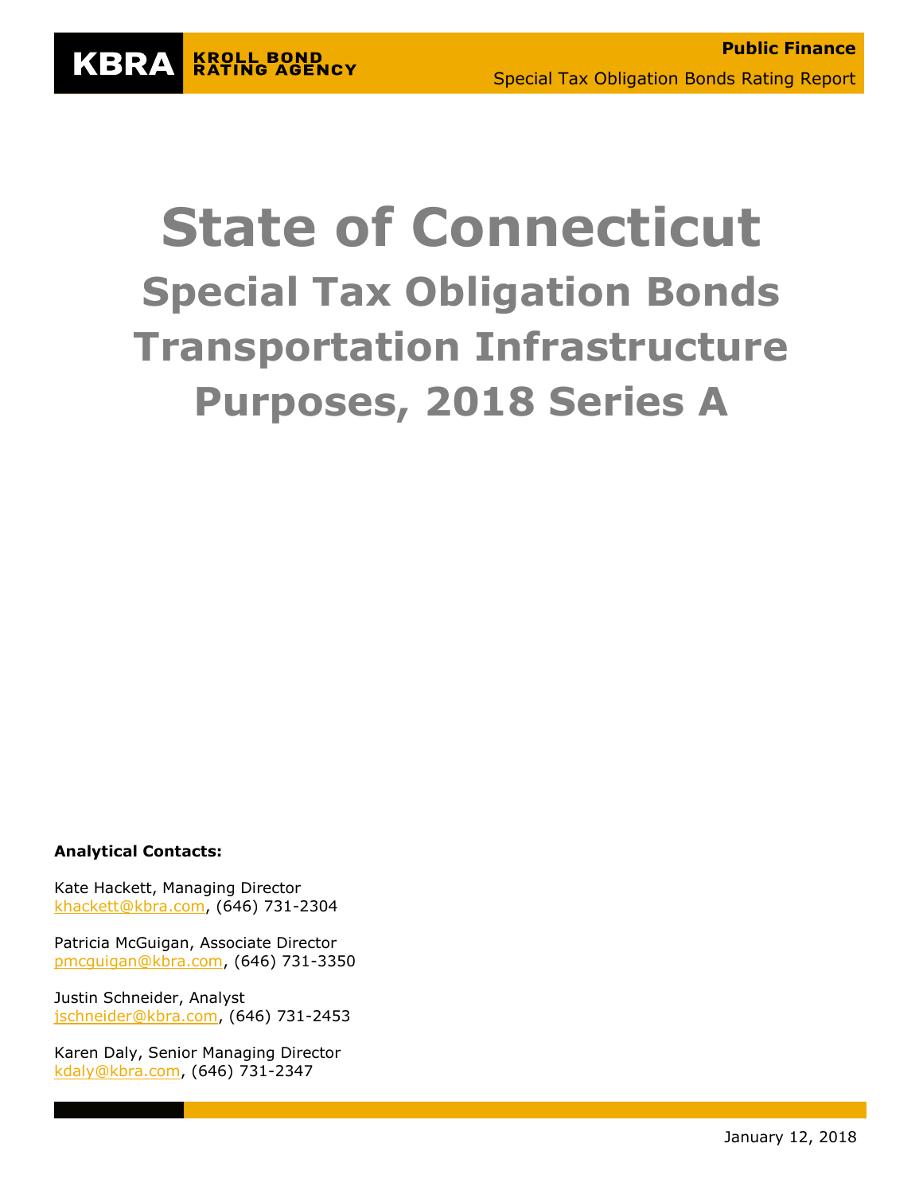KBRA KROLL BOND RATING AGENCY

**Public Finance**

Special Tax Obligation Bonds Rating Report

# State of Connecticut

## Special Tax Obligation Bonds Transportation Infrastructure Purposes, 2018 Series A

**Analytical Contacts:**

Kate Hackett, Managing Director
khackett@kbra.com, (646) 731-2304

Patricia McGuigan, Associate Director
pmcguigan@kbra.com, (646) 731-3350

Justin Schneider, Analyst
jschneider@kbra.com, (646) 731-2453

Karen Daly, Senior Managing Director
kdaly@kbra.com, (646) 731-2347

January 12, 2018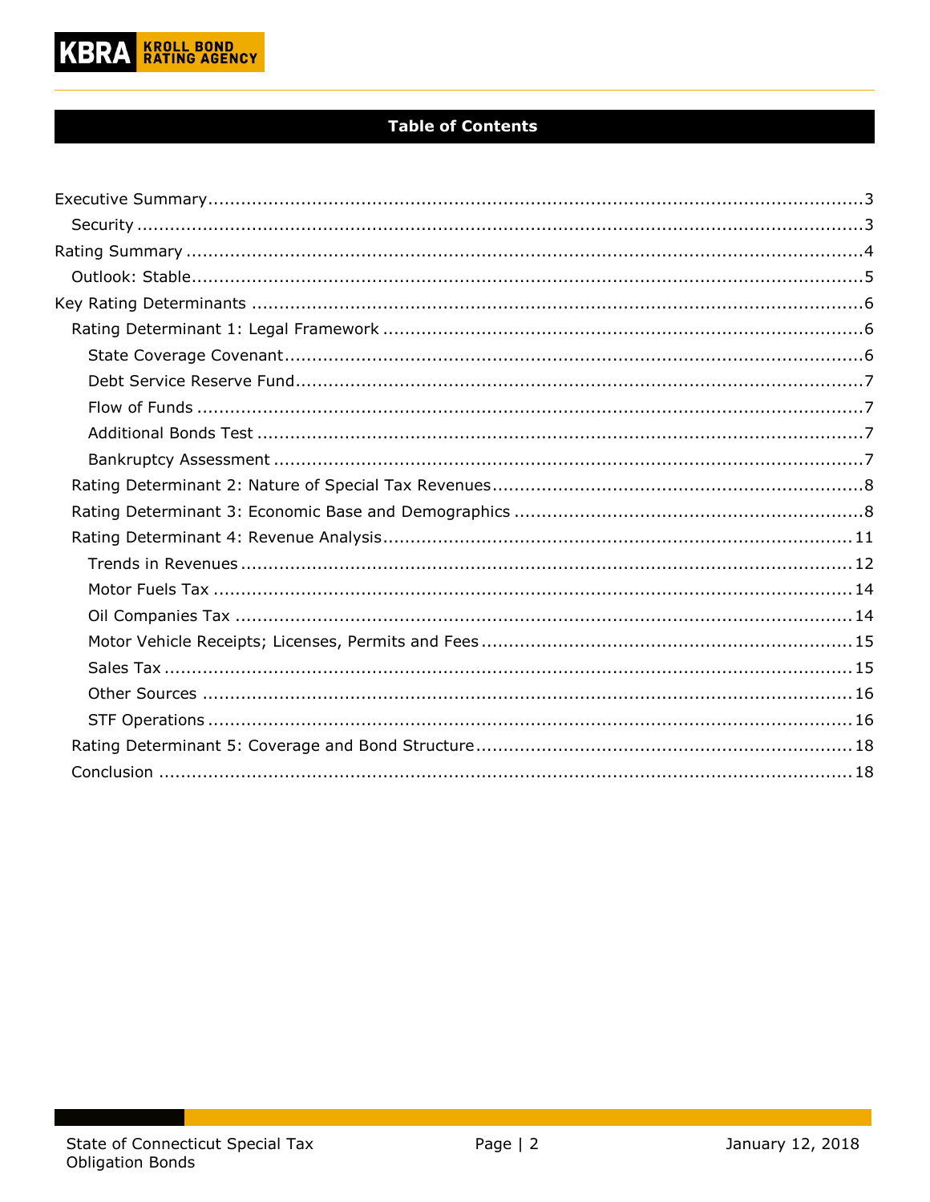## Table of Contents

- Executive Summary ... 3
  - Security ... 3
- Rating Summary ... 4
  - Outlook: Stable ... 5
- Key Rating Determinants ... 6
  - Rating Determinant 1: Legal Framework ... 6
    - State Coverage Covenant ... 6
    - Debt Service Reserve Fund ... 7
    - Flow of Funds ... 7
    - Additional Bonds Test ... 7
    - Bankruptcy Assessment ... 7
  - Rating Determinant 2: Nature of Special Tax Revenues ... 8
  - Rating Determinant 3: Economic Base and Demographics ... 8
  - Rating Determinant 4: Revenue Analysis ... 11
    - Trends in Revenues ... 12
    - Motor Fuels Tax ... 14
    - Oil Companies Tax ... 14
    - Motor Vehicle Receipts; Licenses, Permits and Fees ... 15
    - Sales Tax ... 15
    - Other Sources ... 16
    - STF Operations ... 16
  - Rating Determinant 5: Coverage and Bond Structure ... 18
  - Conclusion ... 18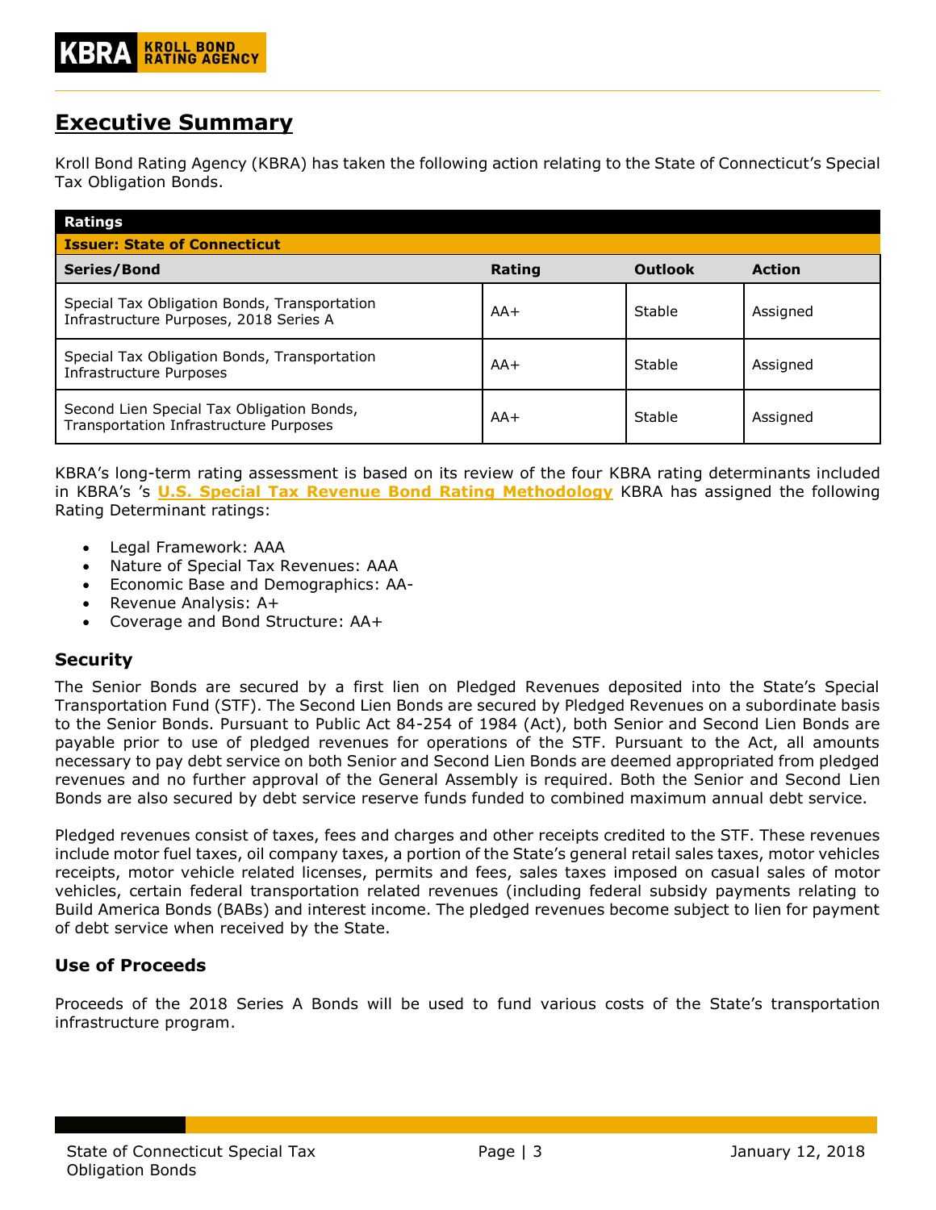# Executive Summary

Kroll Bond Rating Agency (KBRA) has taken the following action relating to the State of Connecticut's Special Tax Obligation Bonds.

| Ratings | | | |
|---|---|---|---|
| **Issuer: State of Connecticut** | | | |
| **Series/Bond** | **Rating** | **Outlook** | **Action** |
| Special Tax Obligation Bonds, Transportation Infrastructure Purposes, 2018 Series A | AA+ | Stable | Assigned |
| Special Tax Obligation Bonds, Transportation Infrastructure Purposes | AA+ | Stable | Assigned |
| Second Lien Special Tax Obligation Bonds, Transportation Infrastructure Purposes | AA+ | Stable | Assigned |

KBRA's long-term rating assessment is based on its review of the four KBRA rating determinants included in KBRA's 's **U.S. Special Tax Revenue Bond Rating Methodology** KBRA has assigned the following Rating Determinant ratings:

- Legal Framework: AAA
- Nature of Special Tax Revenues: AAA
- Economic Base and Demographics: AA-
- Revenue Analysis: A+
- Coverage and Bond Structure: AA+

### Security

The Senior Bonds are secured by a first lien on Pledged Revenues deposited into the State's Special Transportation Fund (STF). The Second Lien Bonds are secured by Pledged Revenues on a subordinate basis to the Senior Bonds. Pursuant to Public Act 84-254 of 1984 (Act), both Senior and Second Lien Bonds are payable prior to use of pledged revenues for operations of the STF. Pursuant to the Act, all amounts necessary to pay debt service on both Senior and Second Lien Bonds are deemed appropriated from pledged revenues and no further approval of the General Assembly is required. Both the Senior and Second Lien Bonds are also secured by debt service reserve funds funded to combined maximum annual debt service.

Pledged revenues consist of taxes, fees and charges and other receipts credited to the STF. These revenues include motor fuel taxes, oil company taxes, a portion of the State's general retail sales taxes, motor vehicles receipts, motor vehicle related licenses, permits and fees, sales taxes imposed on casual sales of motor vehicles, certain federal transportation related revenues (including federal subsidy payments relating to Build America Bonds (BABs) and interest income. The pledged revenues become subject to lien for payment of debt service when received by the State.

### Use of Proceeds

Proceeds of the 2018 Series A Bonds will be used to fund various costs of the State's transportation infrastructure program.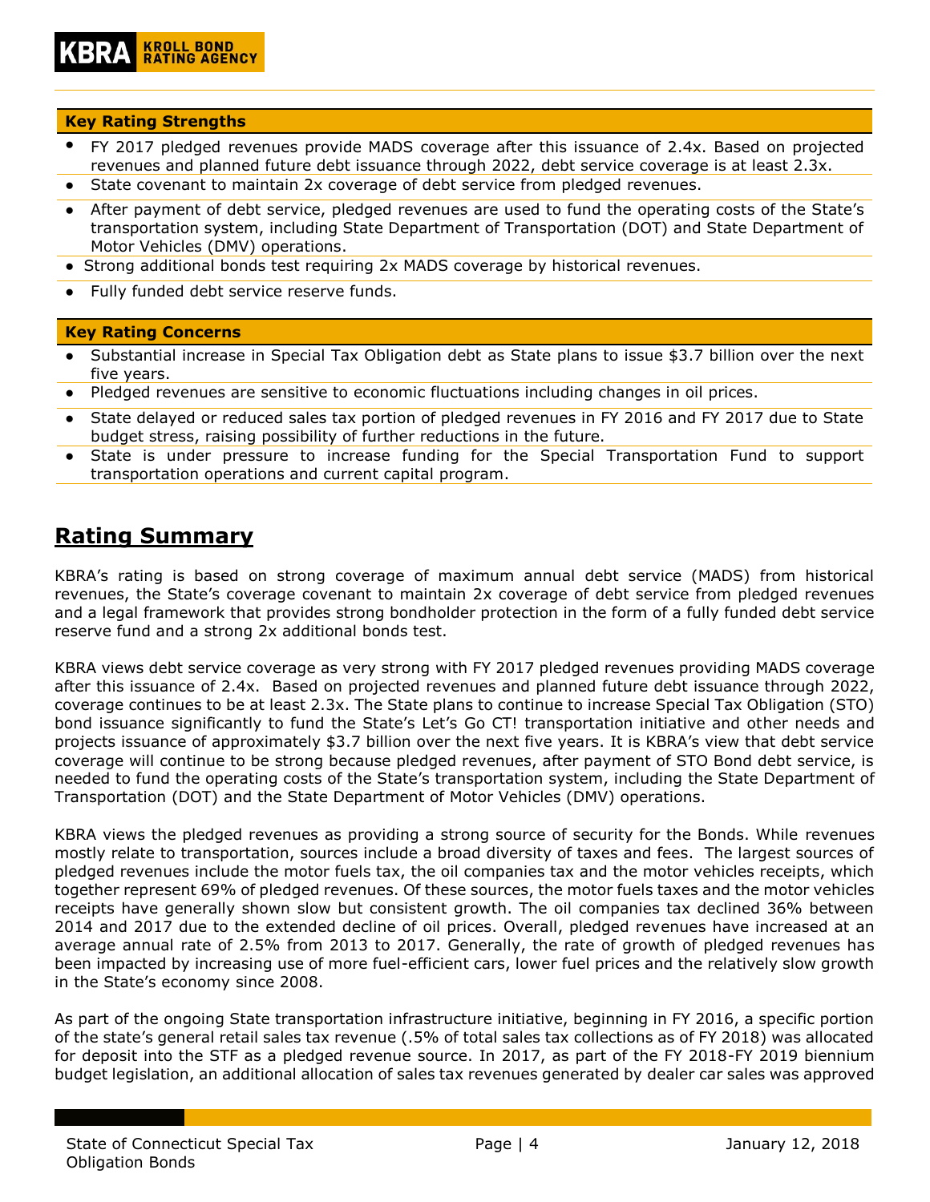**Key Rating Strengths**

- FY 2017 pledged revenues provide MADS coverage after this issuance of 2.4x. Based on projected revenues and planned future debt issuance through 2022, debt service coverage is at least 2.3x.
- State covenant to maintain 2x coverage of debt service from pledged revenues.
- After payment of debt service, pledged revenues are used to fund the operating costs of the State's transportation system, including State Department of Transportation (DOT) and State Department of Motor Vehicles (DMV) operations.
- Strong additional bonds test requiring 2x MADS coverage by historical revenues.
- Fully funded debt service reserve funds.

**Key Rating Concerns**

- Substantial increase in Special Tax Obligation debt as State plans to issue $3.7 billion over the next five years.
- Pledged revenues are sensitive to economic fluctuations including changes in oil prices.
- State delayed or reduced sales tax portion of pledged revenues in FY 2016 and FY 2017 due to State budget stress, raising possibility of further reductions in the future.
- State is under pressure to increase funding for the Special Transportation Fund to support transportation operations and current capital program.

## Rating Summary

KBRA's rating is based on strong coverage of maximum annual debt service (MADS) from historical revenues, the State's coverage covenant to maintain 2x coverage of debt service from pledged revenues and a legal framework that provides strong bondholder protection in the form of a fully funded debt service reserve fund and a strong 2x additional bonds test.

KBRA views debt service coverage as very strong with FY 2017 pledged revenues providing MADS coverage after this issuance of 2.4x. Based on projected revenues and planned future debt issuance through 2022, coverage continues to be at least 2.3x. The State plans to continue to increase Special Tax Obligation (STO) bond issuance significantly to fund the State's Let's Go CT! transportation initiative and other needs and projects issuance of approximately $3.7 billion over the next five years. It is KBRA's view that debt service coverage will continue to be strong because pledged revenues, after payment of STO Bond debt service, is needed to fund the operating costs of the State's transportation system, including the State Department of Transportation (DOT) and the State Department of Motor Vehicles (DMV) operations.

KBRA views the pledged revenues as providing a strong source of security for the Bonds. While revenues mostly relate to transportation, sources include a broad diversity of taxes and fees. The largest sources of pledged revenues include the motor fuels tax, the oil companies tax and the motor vehicles receipts, which together represent 69% of pledged revenues. Of these sources, the motor fuels taxes and the motor vehicles receipts have generally shown slow but consistent growth. The oil companies tax declined 36% between 2014 and 2017 due to the extended decline of oil prices. Overall, pledged revenues have increased at an average annual rate of 2.5% from 2013 to 2017. Generally, the rate of growth of pledged revenues has been impacted by increasing use of more fuel-efficient cars, lower fuel prices and the relatively slow growth in the State's economy since 2008.

As part of the ongoing State transportation infrastructure initiative, beginning in FY 2016, a specific portion of the state's general retail sales tax revenue (.5% of total sales tax collections as of FY 2018) was allocated for deposit into the STF as a pledged revenue source. In 2017, as part of the FY 2018-FY 2019 biennium budget legislation, an additional allocation of sales tax revenues generated by dealer car sales was approved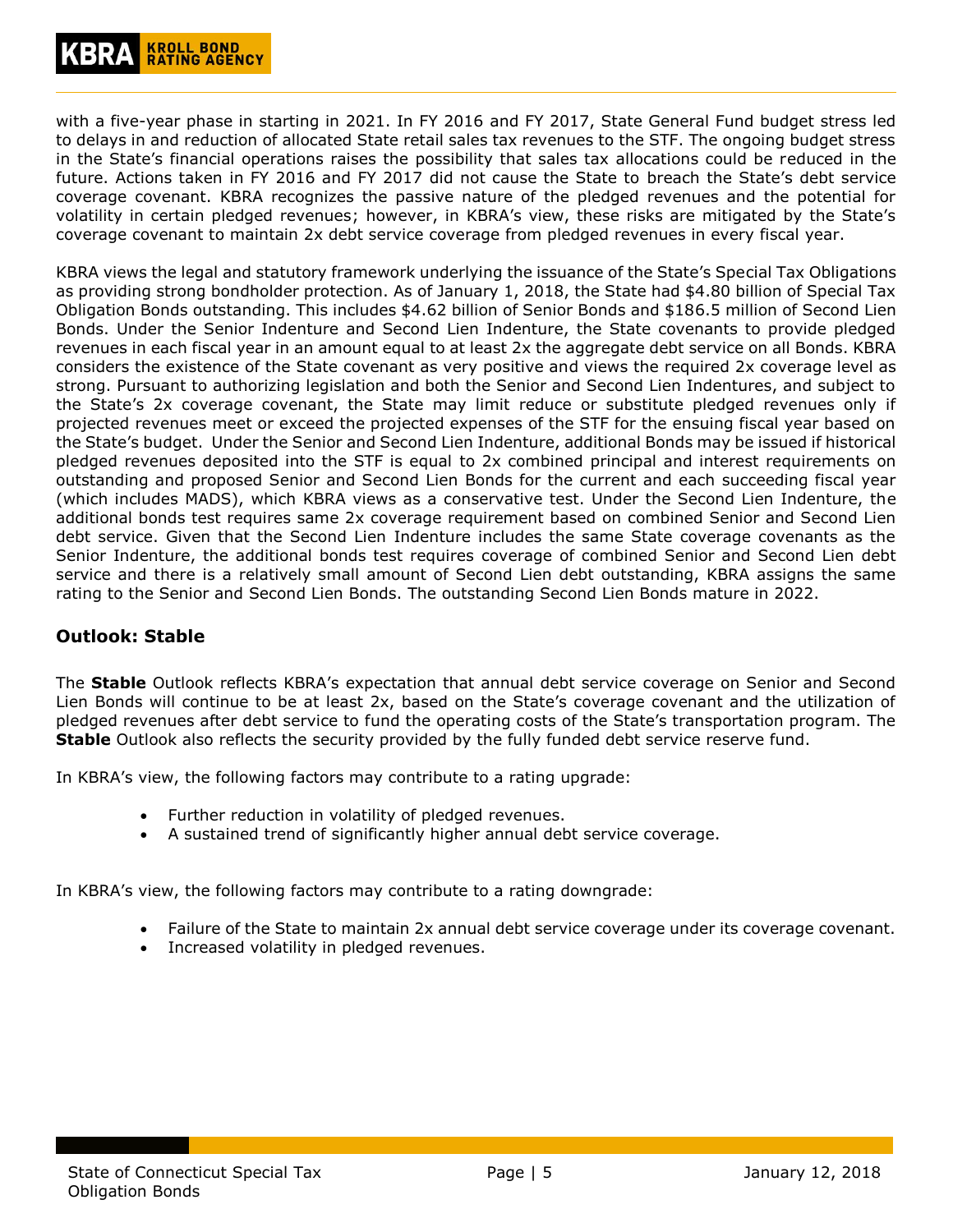with a five-year phase in starting in 2021. In FY 2016 and FY 2017, State General Fund budget stress led to delays in and reduction of allocated State retail sales tax revenues to the STF. The ongoing budget stress in the State's financial operations raises the possibility that sales tax allocations could be reduced in the future. Actions taken in FY 2016 and FY 2017 did not cause the State to breach the State's debt service coverage covenant. KBRA recognizes the passive nature of the pledged revenues and the potential for volatility in certain pledged revenues; however, in KBRA's view, these risks are mitigated by the State's coverage covenant to maintain 2x debt service coverage from pledged revenues in every fiscal year.

KBRA views the legal and statutory framework underlying the issuance of the State's Special Tax Obligations as providing strong bondholder protection. As of January 1, 2018, the State had $4.80 billion of Special Tax Obligation Bonds outstanding. This includes $4.62 billion of Senior Bonds and $186.5 million of Second Lien Bonds. Under the Senior Indenture and Second Lien Indenture, the State covenants to provide pledged revenues in each fiscal year in an amount equal to at least 2x the aggregate debt service on all Bonds. KBRA considers the existence of the State covenant as very positive and views the required 2x coverage level as strong. Pursuant to authorizing legislation and both the Senior and Second Lien Indentures, and subject to the State's 2x coverage covenant, the State may limit reduce or substitute pledged revenues only if projected revenues meet or exceed the projected expenses of the STF for the ensuing fiscal year based on the State's budget. Under the Senior and Second Lien Indenture, additional Bonds may be issued if historical pledged revenues deposited into the STF is equal to 2x combined principal and interest requirements on outstanding and proposed Senior and Second Lien Bonds for the current and each succeeding fiscal year (which includes MADS), which KBRA views as a conservative test. Under the Second Lien Indenture, the additional bonds test requires same 2x coverage requirement based on combined Senior and Second Lien debt service. Given that the Second Lien Indenture includes the same State coverage covenants as the Senior Indenture, the additional bonds test requires coverage of combined Senior and Second Lien debt service and there is a relatively small amount of Second Lien debt outstanding, KBRA assigns the same rating to the Senior and Second Lien Bonds. The outstanding Second Lien Bonds mature in 2022.

## Outlook: Stable

The **Stable** Outlook reflects KBRA's expectation that annual debt service coverage on Senior and Second Lien Bonds will continue to be at least 2x, based on the State's coverage covenant and the utilization of pledged revenues after debt service to fund the operating costs of the State's transportation program. The **Stable** Outlook also reflects the security provided by the fully funded debt service reserve fund.

In KBRA's view, the following factors may contribute to a rating upgrade:

- Further reduction in volatility of pledged revenues.
- A sustained trend of significantly higher annual debt service coverage.

In KBRA's view, the following factors may contribute to a rating downgrade:

- Failure of the State to maintain 2x annual debt service coverage under its coverage covenant.
- Increased volatility in pledged revenues.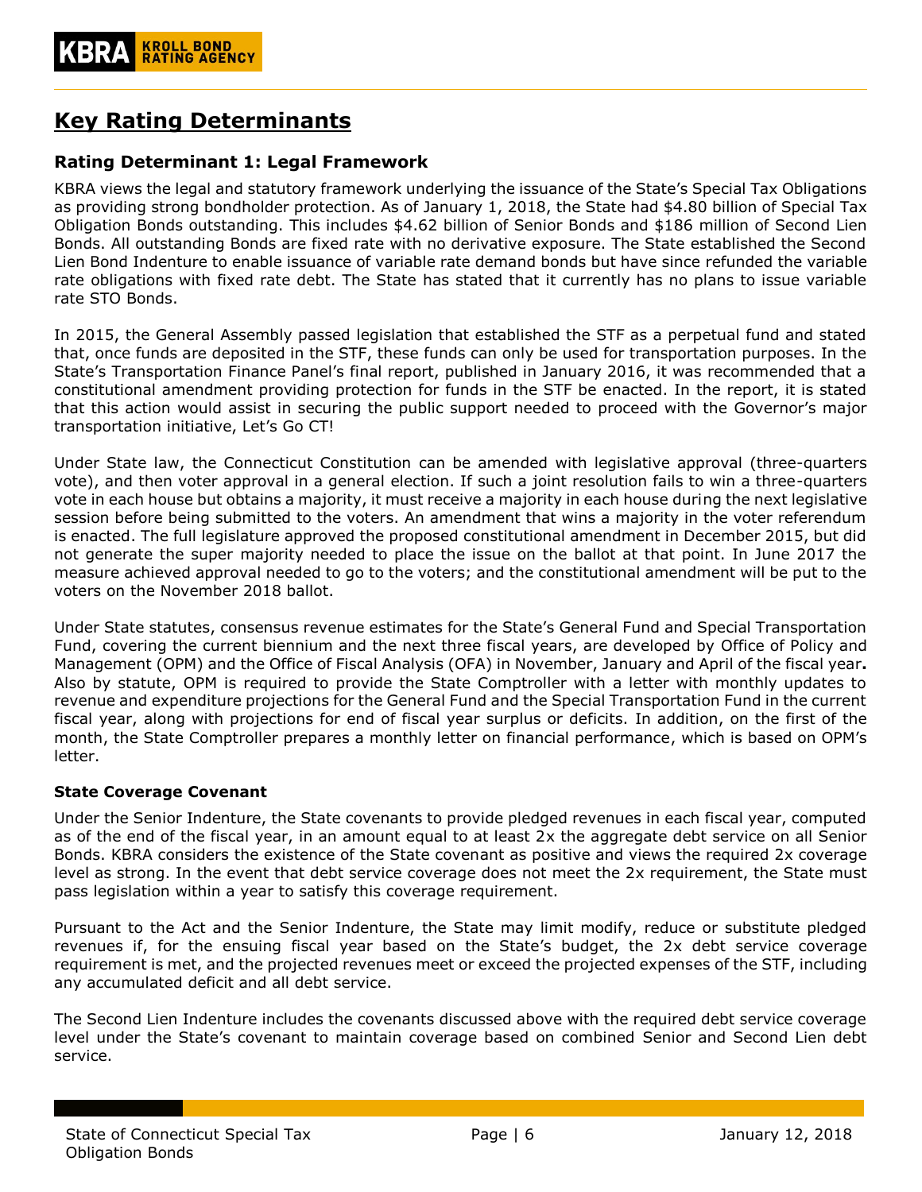# Key Rating Determinants

## Rating Determinant 1: Legal Framework

KBRA views the legal and statutory framework underlying the issuance of the State's Special Tax Obligations as providing strong bondholder protection. As of January 1, 2018, the State had $4.80 billion of Special Tax Obligation Bonds outstanding. This includes $4.62 billion of Senior Bonds and $186 million of Second Lien Bonds. All outstanding Bonds are fixed rate with no derivative exposure. The State established the Second Lien Bond Indenture to enable issuance of variable rate demand bonds but have since refunded the variable rate obligations with fixed rate debt. The State has stated that it currently has no plans to issue variable rate STO Bonds.

In 2015, the General Assembly passed legislation that established the STF as a perpetual fund and stated that, once funds are deposited in the STF, these funds can only be used for transportation purposes. In the State's Transportation Finance Panel's final report, published in January 2016, it was recommended that a constitutional amendment providing protection for funds in the STF be enacted. In the report, it is stated that this action would assist in securing the public support needed to proceed with the Governor's major transportation initiative, Let's Go CT!

Under State law, the Connecticut Constitution can be amended with legislative approval (three-quarters vote), and then voter approval in a general election. If such a joint resolution fails to win a three-quarters vote in each house but obtains a majority, it must receive a majority in each house during the next legislative session before being submitted to the voters. An amendment that wins a majority in the voter referendum is enacted. The full legislature approved the proposed constitutional amendment in December 2015, but did not generate the super majority needed to place the issue on the ballot at that point. In June 2017 the measure achieved approval needed to go to the voters; and the constitutional amendment will be put to the voters on the November 2018 ballot.

Under State statutes, consensus revenue estimates for the State's General Fund and Special Transportation Fund, covering the current biennium and the next three fiscal years, are developed by Office of Policy and Management (OPM) and the Office of Fiscal Analysis (OFA) in November, January and April of the fiscal year**.** Also by statute, OPM is required to provide the State Comptroller with a letter with monthly updates to revenue and expenditure projections for the General Fund and the Special Transportation Fund in the current fiscal year, along with projections for end of fiscal year surplus or deficits. In addition, on the first of the month, the State Comptroller prepares a monthly letter on financial performance, which is based on OPM's letter.

### State Coverage Covenant

Under the Senior Indenture, the State covenants to provide pledged revenues in each fiscal year, computed as of the end of the fiscal year, in an amount equal to at least 2x the aggregate debt service on all Senior Bonds. KBRA considers the existence of the State covenant as positive and views the required 2x coverage level as strong. In the event that debt service coverage does not meet the 2x requirement, the State must pass legislation within a year to satisfy this coverage requirement.

Pursuant to the Act and the Senior Indenture, the State may limit modify, reduce or substitute pledged revenues if, for the ensuing fiscal year based on the State's budget, the 2x debt service coverage requirement is met, and the projected revenues meet or exceed the projected expenses of the STF, including any accumulated deficit and all debt service.

The Second Lien Indenture includes the covenants discussed above with the required debt service coverage level under the State's covenant to maintain coverage based on combined Senior and Second Lien debt service.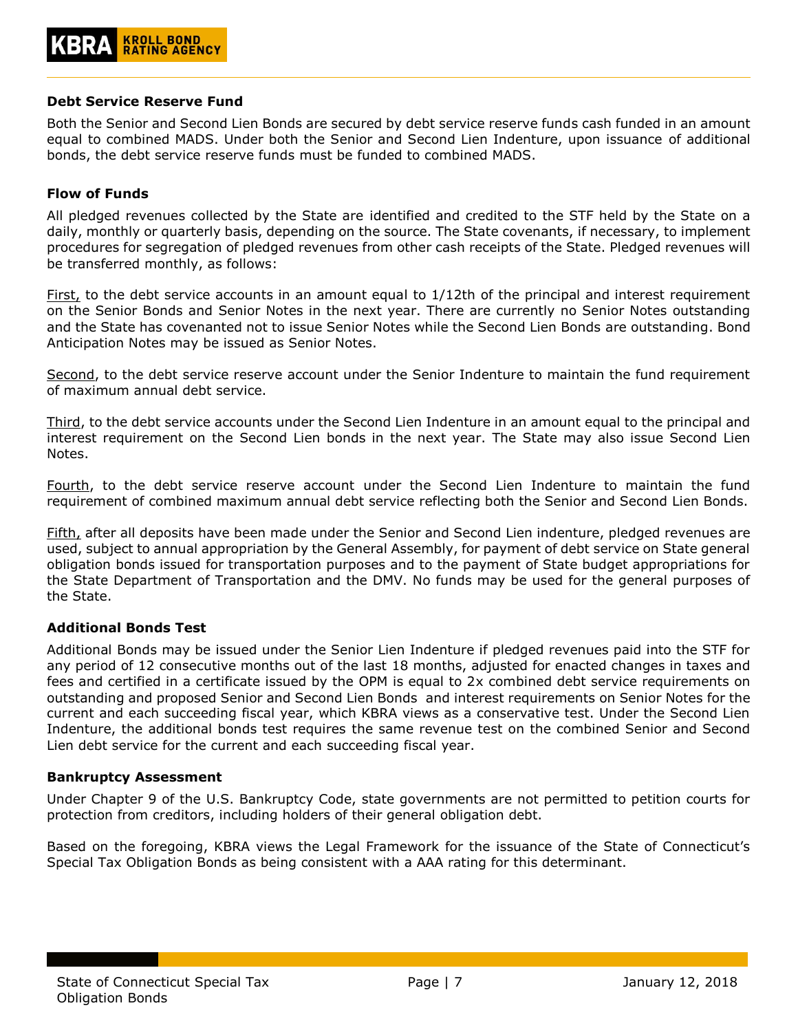### Debt Service Reserve Fund

Both the Senior and Second Lien Bonds are secured by debt service reserve funds cash funded in an amount equal to combined MADS. Under both the Senior and Second Lien Indenture, upon issuance of additional bonds, the debt service reserve funds must be funded to combined MADS.

### Flow of Funds

All pledged revenues collected by the State are identified and credited to the STF held by the State on a daily, monthly or quarterly basis, depending on the source. The State covenants, if necessary, to implement procedures for segregation of pledged revenues from other cash receipts of the State. Pledged revenues will be transferred monthly, as follows:

First, to the debt service accounts in an amount equal to 1/12th of the principal and interest requirement on the Senior Bonds and Senior Notes in the next year. There are currently no Senior Notes outstanding and the State has covenanted not to issue Senior Notes while the Second Lien Bonds are outstanding. Bond Anticipation Notes may be issued as Senior Notes.

Second, to the debt service reserve account under the Senior Indenture to maintain the fund requirement of maximum annual debt service.

Third, to the debt service accounts under the Second Lien Indenture in an amount equal to the principal and interest requirement on the Second Lien bonds in the next year. The State may also issue Second Lien Notes.

Fourth, to the debt service reserve account under the Second Lien Indenture to maintain the fund requirement of combined maximum annual debt service reflecting both the Senior and Second Lien Bonds.

Fifth, after all deposits have been made under the Senior and Second Lien indenture, pledged revenues are used, subject to annual appropriation by the General Assembly, for payment of debt service on State general obligation bonds issued for transportation purposes and to the payment of State budget appropriations for the State Department of Transportation and the DMV. No funds may be used for the general purposes of the State.

### Additional Bonds Test

Additional Bonds may be issued under the Senior Lien Indenture if pledged revenues paid into the STF for any period of 12 consecutive months out of the last 18 months, adjusted for enacted changes in taxes and fees and certified in a certificate issued by the OPM is equal to 2x combined debt service requirements on outstanding and proposed Senior and Second Lien Bonds and interest requirements on Senior Notes for the current and each succeeding fiscal year, which KBRA views as a conservative test. Under the Second Lien Indenture, the additional bonds test requires the same revenue test on the combined Senior and Second Lien debt service for the current and each succeeding fiscal year.

### Bankruptcy Assessment

Under Chapter 9 of the U.S. Bankruptcy Code, state governments are not permitted to petition courts for protection from creditors, including holders of their general obligation debt.

Based on the foregoing, KBRA views the Legal Framework for the issuance of the State of Connecticut's Special Tax Obligation Bonds as being consistent with a AAA rating for this determinant.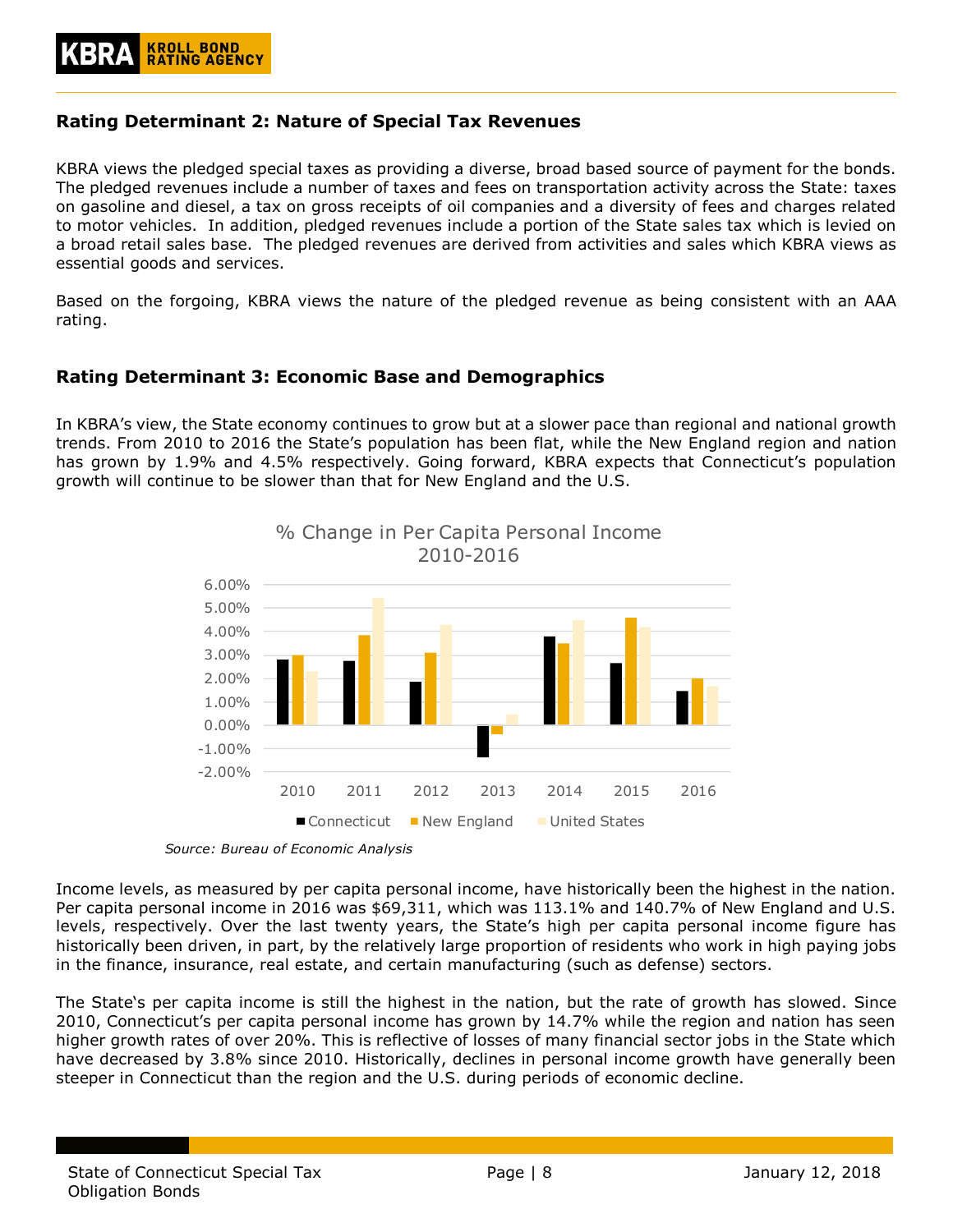## Rating Determinant 2: Nature of Special Tax Revenues

KBRA views the pledged special taxes as providing a diverse, broad based source of payment for the bonds. The pledged revenues include a number of taxes and fees on transportation activity across the State: taxes on gasoline and diesel, a tax on gross receipts of oil companies and a diversity of fees and charges related to motor vehicles. In addition, pledged revenues include a portion of the State sales tax which is levied on a broad retail sales base. The pledged revenues are derived from activities and sales which KBRA views as essential goods and services.

Based on the forgoing, KBRA views the nature of the pledged revenue as being consistent with an AAA rating.

## Rating Determinant 3: Economic Base and Demographics

In KBRA's view, the State economy continues to grow but at a slower pace than regional and national growth trends. From 2010 to 2016 the State's population has been flat, while the New England region and nation has grown by 1.9% and 4.5% respectively. Going forward, KBRA expects that Connecticut's population growth will continue to be slower than that for New England and the U.S.

% Change in Per Capita Personal Income 2010-2016

*Source: Bureau of Economic Analysis*

Income levels, as measured by per capita personal income, have historically been the highest in the nation. Per capita personal income in 2016 was $69,311, which was 113.1% and 140.7% of New England and U.S. levels, respectively. Over the last twenty years, the State's high per capita personal income figure has historically been driven, in part, by the relatively large proportion of residents who work in high paying jobs in the finance, insurance, real estate, and certain manufacturing (such as defense) sectors.

The State's per capita income is still the highest in the nation, but the rate of growth has slowed. Since 2010, Connecticut's per capita personal income has grown by 14.7% while the region and nation has seen higher growth rates of over 20%. This is reflective of losses of many financial sector jobs in the State which have decreased by 3.8% since 2010. Historically, declines in personal income growth have generally been steeper in Connecticut than the region and the U.S. during periods of economic decline.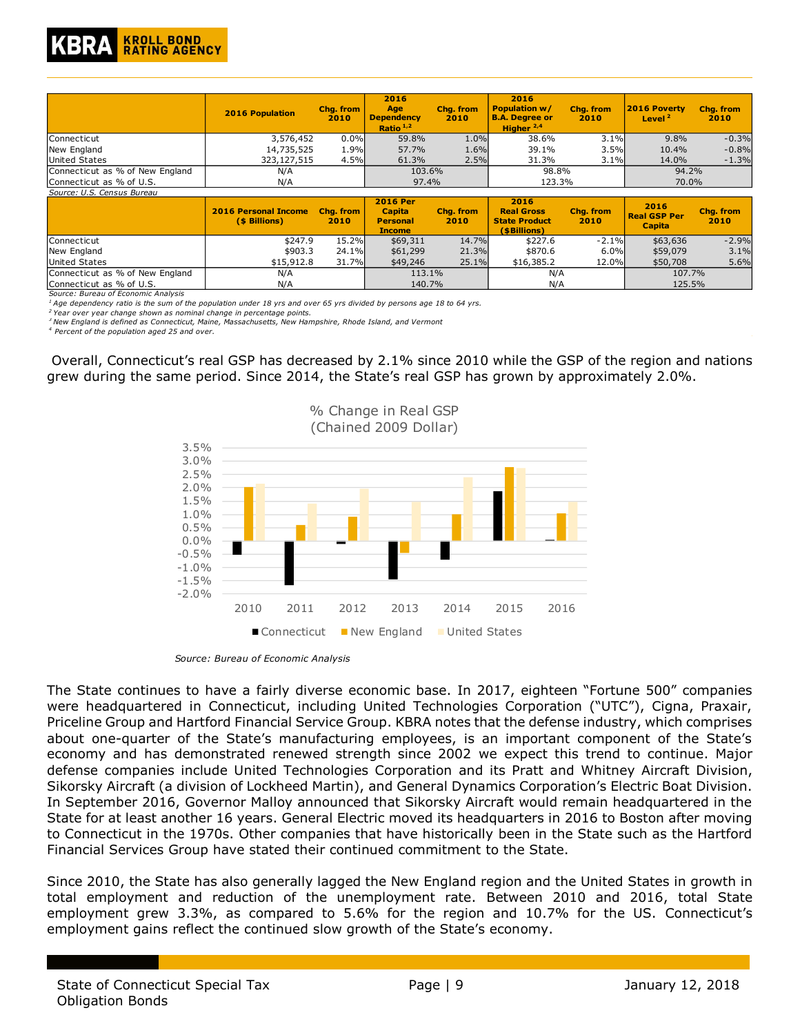| | 2016 Population | Chg. from 2010 | 2016 Age Dependency Ratio [1,2] | Chg. from 2010 | 2016 Population w/ B.A. Degree or Higher [2,4] | Chg. from 2010 | 2016 Poverty Level [2] | Chg. from 2010 |
|---|---|---|---|---|---|---|---|---|
| Connecticut | 3,576,452 | 0.0% | 59.8% | 1.0% | 38.6% | 3.1% | 9.8% | -0.3% |
| New England | 14,735,525 | 1.9% | 57.7% | 1.6% | 39.1% | 3.5% | 10.4% | -0.8% |
| United States | 323,127,515 | 4.5% | 61.3% | 2.5% | 31.3% | 3.1% | 14.0% | -1.3% |
| Connecticut as % of New England | N/A | | 103.6% | | 98.8% | | 94.2% | |
| Connecticut as % of U.S. | N/A | | 97.4% | | 123.3% | | 70.0% | |

*Source: U.S. Census Bureau*

| | 2016 Personal Income ($ Billions) | Chg. from 2010 | 2016 Per Capita Personal Income | Chg. from 2010 | 2016 Real Gross State Product ($Billions) | Chg. from 2010 | 2016 Real GSP Per Capita | Chg. from 2010 |
|---|---|---|---|---|---|---|---|---|
| Connecticut | $247.9 | 15.2% | $69,311 | 14.7% | $227.6 | -2.1% | $63,636 | -2.9% |
| New England | $903.3 | 24.1% | $61,299 | 21.3% | $870.6 | 6.0% | $59,079 | 3.1% |
| United States | $15,912.8 | 31.7% | $49,246 | 25.1% | $16,385.2 | 12.0% | $50,708 | 5.6% |
| Connecticut as % of New England | N/A | | 113.1% | | N/A | | 107.7% | |
| Connecticut as % of U.S. | N/A | | 140.7% | | N/A | | 125.5% | |

*Source: Bureau of Economic Analysis*

*[1] Age dependency ratio is the sum of the population under 18 yrs and over 65 yrs divided by persons age 18 to 64 yrs.*
*[2] Year over year change shown as nominal change in percentage points.*
*[3] New England is defined as Connecticut, Maine, Massachusetts, New Hampshire, Rhode Island, and Vermont*
*[4] Percent of the population aged 25 and over.*

Overall, Connecticut's real GSP has decreased by 2.1% since 2010 while the GSP of the region and nations grew during the same period. Since 2014, the State's real GSP has grown by approximately 2.0%.

% Change in Real GSP (Chained 2009 Dollar)

*Source: Bureau of Economic Analysis*

The State continues to have a fairly diverse economic base. In 2017, eighteen "Fortune 500" companies were headquartered in Connecticut, including United Technologies Corporation ("UTC"), Cigna, Praxair, Priceline Group and Hartford Financial Service Group. KBRA notes that the defense industry, which comprises about one-quarter of the State's manufacturing employees, is an important component of the State's economy and has demonstrated renewed strength since 2002 we expect this trend to continue. Major defense companies include United Technologies Corporation and its Pratt and Whitney Aircraft Division, Sikorsky Aircraft (a division of Lockheed Martin), and General Dynamics Corporation's Electric Boat Division. In September 2016, Governor Malloy announced that Sikorsky Aircraft would remain headquartered in the State for at least another 16 years. General Electric moved its headquarters in 2016 to Boston after moving to Connecticut in the 1970s. Other companies that have historically been in the State such as the Hartford Financial Services Group have stated their continued commitment to the State.

Since 2010, the State has also generally lagged the New England region and the United States in growth in total employment and reduction of the unemployment rate. Between 2010 and 2016, total State employment grew 3.3%, as compared to 5.6% for the region and 10.7% for the US. Connecticut's employment gains reflect the continued slow growth of the State's economy.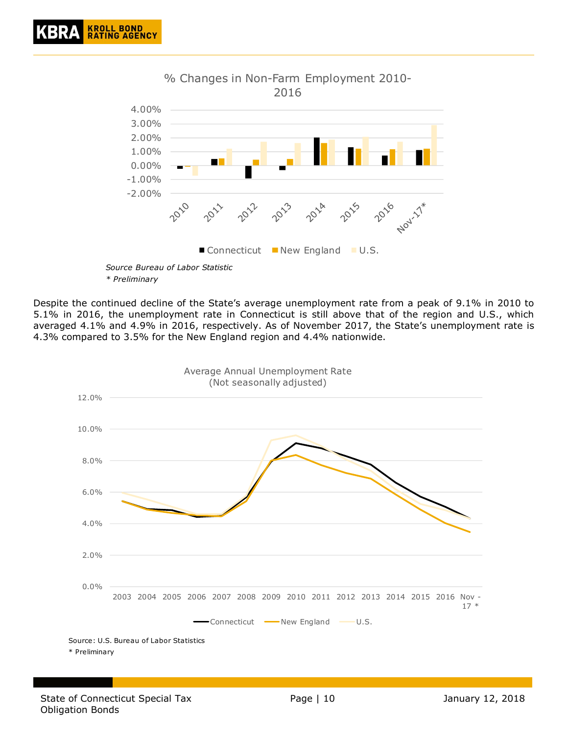**% Changes in Non-Farm Employment 2010-2016**

*Source Bureau of Labor Statistic*

*\* Preliminary*

Despite the continued decline of the State's average unemployment rate from a peak of 9.1% in 2010 to 5.1% in 2016, the unemployment rate in Connecticut is still above that of the region and U.S., which averaged 4.1% and 4.9% in 2016, respectively. As of November 2017, the State's unemployment rate is 4.3% compared to 3.5% for the New England region and 4.4% nationwide.

**Average Annual Unemployment Rate (Not seasonally adjusted)**

Source: U.S. Bureau of Labor Statistics

\* Preliminary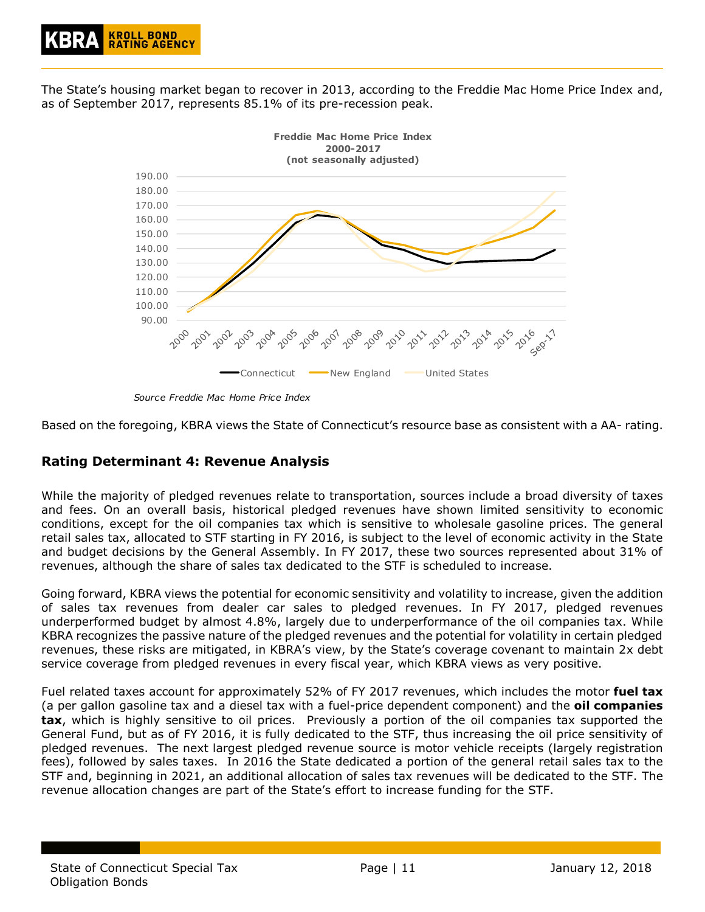The State's housing market began to recover in 2013, according to the Freddie Mac Home Price Index and, as of September 2017, represents 85.1% of its pre-recession peak.

**Freddie Mac Home Price Index**
**2000-2017**
**(not seasonally adjusted)**

*Source Freddie Mac Home Price Index*

Based on the foregoing, KBRA views the State of Connecticut's resource base as consistent with a AA- rating.

## Rating Determinant 4: Revenue Analysis

While the majority of pledged revenues relate to transportation, sources include a broad diversity of taxes and fees. On an overall basis, historical pledged revenues have shown limited sensitivity to economic conditions, except for the oil companies tax which is sensitive to wholesale gasoline prices. The general retail sales tax, allocated to STF starting in FY 2016, is subject to the level of economic activity in the State and budget decisions by the General Assembly. In FY 2017, these two sources represented about 31% of revenues, although the share of sales tax dedicated to the STF is scheduled to increase.

Going forward, KBRA views the potential for economic sensitivity and volatility to increase, given the addition of sales tax revenues from dealer car sales to pledged revenues. In FY 2017, pledged revenues underperformed budget by almost 4.8%, largely due to underperformance of the oil companies tax. While KBRA recognizes the passive nature of the pledged revenues and the potential for volatility in certain pledged revenues, these risks are mitigated, in KBRA's view, by the State's coverage covenant to maintain 2x debt service coverage from pledged revenues in every fiscal year, which KBRA views as very positive.

Fuel related taxes account for approximately 52% of FY 2017 revenues, which includes the motor **fuel tax** (a per gallon gasoline tax and a diesel tax with a fuel-price dependent component) and the **oil companies tax**, which is highly sensitive to oil prices. Previously a portion of the oil companies tax supported the General Fund, but as of FY 2016, it is fully dedicated to the STF, thus increasing the oil price sensitivity of pledged revenues. The next largest pledged revenue source is motor vehicle receipts (largely registration fees), followed by sales taxes. In 2016 the State dedicated a portion of the general retail sales tax to the STF and, beginning in 2021, an additional allocation of sales tax revenues will be dedicated to the STF. The revenue allocation changes are part of the State's effort to increase funding for the STF.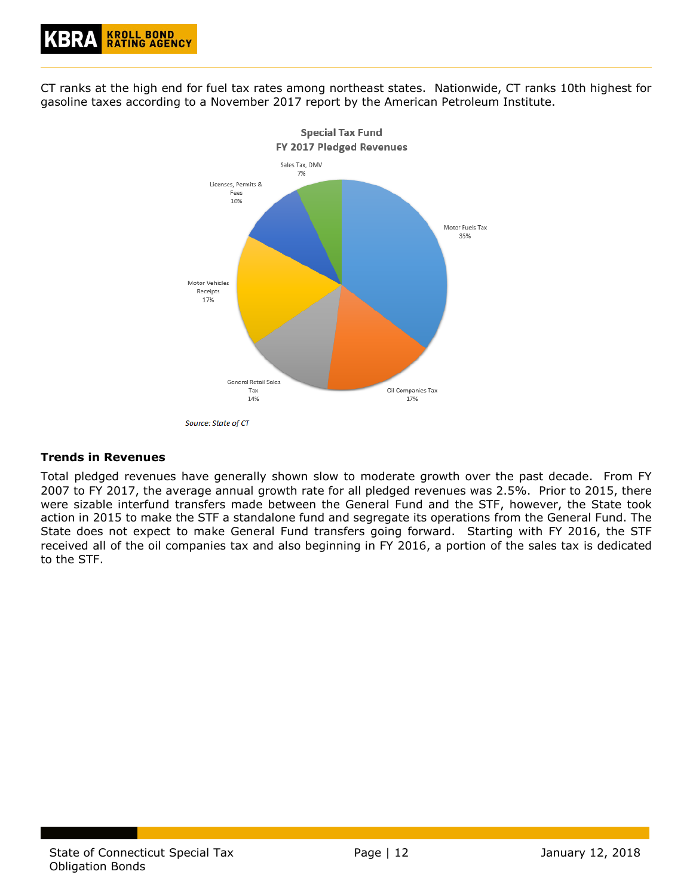CT ranks at the high end for fuel tax rates among northeast states. Nationwide, CT ranks 10th highest for gasoline taxes according to a November 2017 report by the American Petroleum Institute.

**Special Tax Fund**
**FY 2017 Pledged Revenues**

| Revenue Source | Share |
|---|---|
| Motor Fuels Tax | 35% |
| Oil Companies Tax | 17% |
| General Retail Sales Tax | 14% |
| Motor Vehicles Receipts | 17% |
| Licenses, Permits & Fees | 10% |
| Sales Tax, DMV | 7% |

*Source: State of CT*

### Trends in Revenues

Total pledged revenues have generally shown slow to moderate growth over the past decade. From FY 2007 to FY 2017, the average annual growth rate for all pledged revenues was 2.5%. Prior to 2015, there were sizable interfund transfers made between the General Fund and the STF, however, the State took action in 2015 to make the STF a standalone fund and segregate its operations from the General Fund. The State does not expect to make General Fund transfers going forward. Starting with FY 2016, the STF received all of the oil companies tax and also beginning in FY 2016, a portion of the sales tax is dedicated to the STF.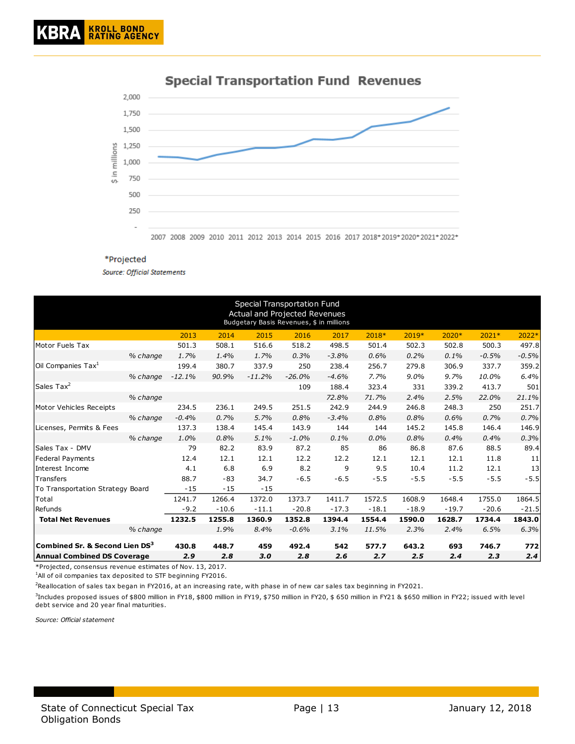## Special Transportation Fund Revenues

*Projected

*Source: Official Statements*

| Special Transportation Fund Actual and Projected Revenues Budgetary Basis Revenues, $ in millions | | 2013 | 2014 | 2015 | 2016 | 2017 | 2018* | 2019* | 2020* | 2021* | 2022* |
|---|---|---|---|---|---|---|---|---|---|---|---|
| Motor Fuels Tax | | 501.3 | 508.1 | 516.6 | 518.2 | 498.5 | 501.4 | 502.3 | 502.8 | 500.3 | 497.8 |
| | *% change* | *1.7%* | *1.4%* | *1.7%* | *0.3%* | *-3.8%* | *0.6%* | *0.2%* | *0.1%* | *-0.5%* | *-0.5%* |
| Oil Companies Tax[1] | | 199.4 | 380.7 | 337.9 | 250 | 238.4 | 256.7 | 279.8 | 306.9 | 337.7 | 359.2 |
| | *% change* | *-12.1%* | *90.9%* | *-11.2%* | *-26.0%* | *-4.6%* | *7.7%* | *9.0%* | *9.7%* | *10.0%* | *6.4%* |
| Sales Tax[2] | | | | | 109 | 188.4 | 323.4 | 331 | 339.2 | 413.7 | 501 |
| | *% change* | | | | | *72.8%* | *71.7%* | *2.4%* | *2.5%* | *22.0%* | *21.1%* |
| Motor Vehicles Receipts | | 234.5 | 236.1 | 249.5 | 251.5 | 242.9 | 244.9 | 246.8 | 248.3 | 250 | 251.7 |
| | *% change* | *-0.4%* | *0.7%* | *5.7%* | *0.8%* | *-3.4%* | *0.8%* | *0.8%* | *0.6%* | *0.7%* | *0.7%* |
| Licenses, Permits & Fees | | 137.3 | 138.4 | 145.4 | 143.9 | 144 | 144 | 145.2 | 145.8 | 146.4 | 146.9 |
| | *% change* | *1.0%* | *0.8%* | *5.1%* | *-1.0%* | *0.1%* | *0.0%* | *0.8%* | *0.4%* | *0.4%* | *0.3%* |
| Sales Tax - DMV | | 79 | 82.2 | 83.9 | 87.2 | 85 | 86 | 86.8 | 87.6 | 88.5 | 89.4 |
| Federal Payments | | 12.4 | 12.1 | 12.1 | 12.2 | 12.2 | 12.1 | 12.1 | 12.1 | 11.8 | 11 |
| Interest Income | | 4.1 | 6.8 | 6.9 | 8.2 | 9 | 9.5 | 10.4 | 11.2 | 12.1 | 13 |
| Transfers | | 88.7 | -83 | 34.7 | -6.5 | -6.5 | -5.5 | -5.5 | -5.5 | -5.5 | -5.5 |
| To Transportation Strategy Board | | -15 | -15 | -15 | | | | | | | |
| Total | | 1241.7 | 1266.4 | 1372.0 | 1373.7 | 1411.7 | 1572.5 | 1608.9 | 1648.4 | 1755.0 | 1864.5 |
| Refunds | | -9.2 | -10.6 | -11.1 | -20.8 | -17.3 | -18.1 | -18.9 | -19.7 | -20.6 | -21.5 |
| **Total Net Revenues** | | **1232.5** | **1255.8** | **1360.9** | **1352.8** | **1394.4** | **1554.4** | **1590.0** | **1628.7** | **1734.4** | **1843.0** |
| | *% change* | | *1.9%* | *8.4%* | *-0.6%* | *3.1%* | *11.5%* | *2.3%* | *2.4%* | *6.5%* | *6.3%* |
| **Combined Sr. & Second Lien DS[3]** | | **430.8** | **448.7** | **459** | **492.4** | **542** | **577.7** | **643.2** | **693** | **746.7** | **772** |
| **Annual Combined DS Coverage** | | ***2.9*** | ***2.8*** | ***3.0*** | ***2.8*** | ***2.6*** | ***2.7*** | ***2.5*** | ***2.4*** | ***2.3*** | ***2.4*** |

*Projected, consensus revenue estimates of Nov. 13, 2017.

[1]All of oil companies tax deposited to STF beginning FY2016.

[2]Reallocation of sales tax began in FY2016, at an increasing rate, with phase in of new car sales tax beginning in FY2021.

[3]Includes proposed issues of $800 million in FY18, $800 million in FY19, $750 million in FY20, $ 650 million in FY21 & $650 million in FY22; issued with level debt service and 20 year final maturities.

*Source: Official statement*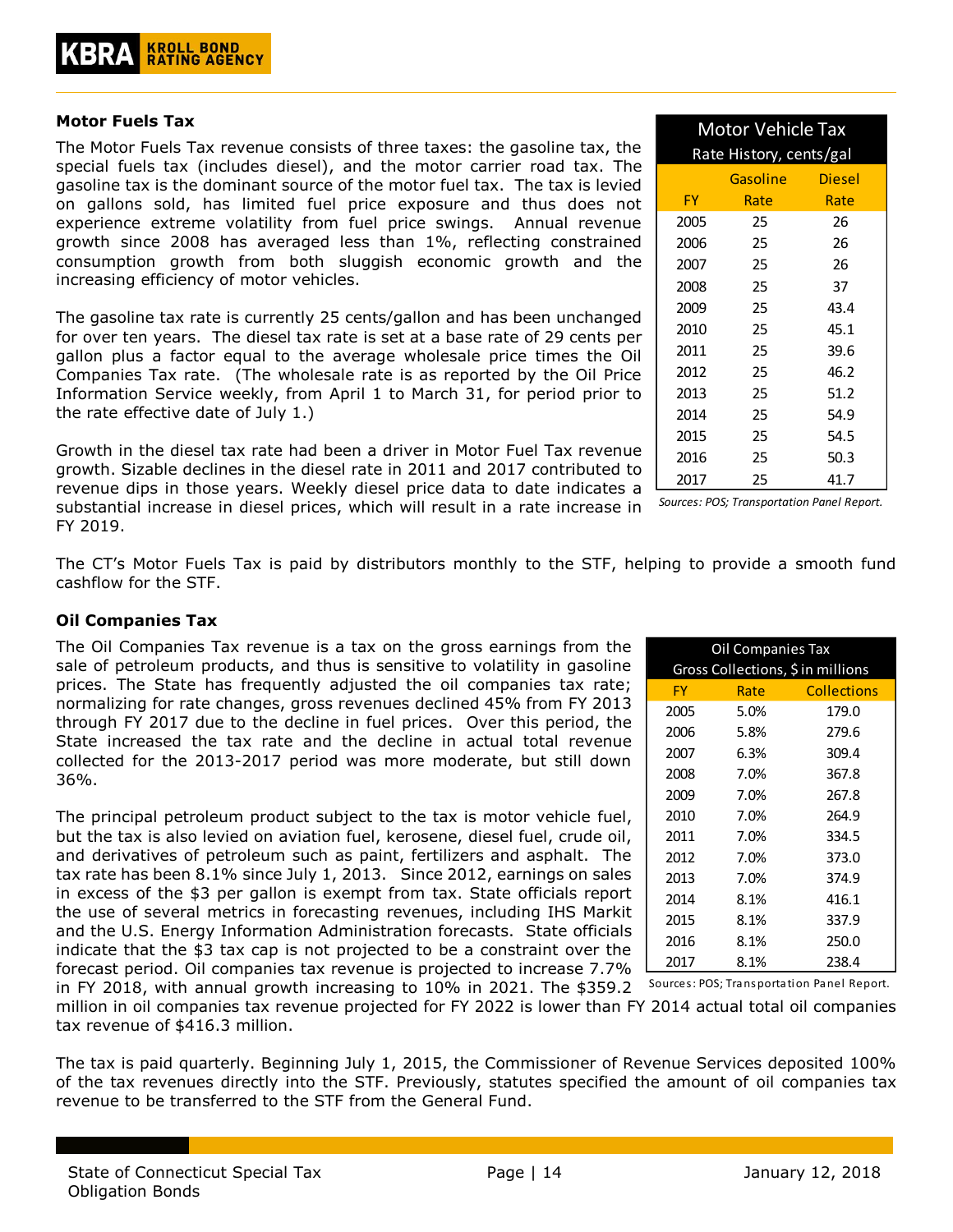### Motor Fuels Tax

The Motor Fuels Tax revenue consists of three taxes: the gasoline tax, the special fuels tax (includes diesel), and the motor carrier road tax. The gasoline tax is the dominant source of the motor fuel tax. The tax is levied on gallons sold, has limited fuel price exposure and thus does not experience extreme volatility from fuel price swings. Annual revenue growth since 2008 has averaged less than 1%, reflecting constrained consumption growth from both sluggish economic growth and the increasing efficiency of motor vehicles.

The gasoline tax rate is currently 25 cents/gallon and has been unchanged for over ten years. The diesel tax rate is set at a base rate of 29 cents per gallon plus a factor equal to the average wholesale price times the Oil Companies Tax rate. (The wholesale rate is as reported by the Oil Price Information Service weekly, from April 1 to March 31, for period prior to the rate effective date of July 1.)

Growth in the diesel tax rate had been a driver in Motor Fuel Tax revenue growth. Sizable declines in the diesel rate in 2011 and 2017 contributed to revenue dips in those years. Weekly diesel price data to date indicates a substantial increase in diesel prices, which will result in a rate increase in FY 2019.

| Motor Vehicle Tax Rate History, cents/gal | | |
|---|---|---|
| FY | Gasoline Rate | Diesel Rate |
| 2005 | 25 | 26 |
| 2006 | 25 | 26 |
| 2007 | 25 | 26 |
| 2008 | 25 | 37 |
| 2009 | 25 | 43.4 |
| 2010 | 25 | 45.1 |
| 2011 | 25 | 39.6 |
| 2012 | 25 | 46.2 |
| 2013 | 25 | 51.2 |
| 2014 | 25 | 54.9 |
| 2015 | 25 | 54.5 |
| 2016 | 25 | 50.3 |
| 2017 | 25 | 41.7 |

*Sources: POS; Transportation Panel Report.*

The CT's Motor Fuels Tax is paid by distributors monthly to the STF, helping to provide a smooth fund cashflow for the STF.

### Oil Companies Tax

The Oil Companies Tax revenue is a tax on the gross earnings from the sale of petroleum products, and thus is sensitive to volatility in gasoline prices. The State has frequently adjusted the oil companies tax rate; normalizing for rate changes, gross revenues declined 45% from FY 2013 through FY 2017 due to the decline in fuel prices. Over this period, the State increased the tax rate and the decline in actual total revenue collected for the 2013-2017 period was more moderate, but still down 36%.

The principal petroleum product subject to the tax is motor vehicle fuel, but the tax is also levied on aviation fuel, kerosene, diesel fuel, crude oil, and derivatives of petroleum such as paint, fertilizers and asphalt. The tax rate has been 8.1% since July 1, 2013. Since 2012, earnings on sales in excess of the $3 per gallon is exempt from tax. State officials report the use of several metrics in forecasting revenues, including IHS Markit and the U.S. Energy Information Administration forecasts. State officials indicate that the $3 tax cap is not projected to be a constraint over the forecast period. Oil companies tax revenue is projected to increase 7.7% in FY 2018, with annual growth increasing to 10% in 2021. The $359.2 million in oil companies tax revenue projected for FY 2022 is lower than FY 2014 actual total oil companies tax revenue of $416.3 million.

| Oil Companies Tax Gross Collections, $ in millions | | |
|---|---|---|
| FY | Rate | Collections |
| 2005 | 5.0% | 179.0 |
| 2006 | 5.8% | 279.6 |
| 2007 | 6.3% | 309.4 |
| 2008 | 7.0% | 367.8 |
| 2009 | 7.0% | 267.8 |
| 2010 | 7.0% | 264.9 |
| 2011 | 7.0% | 334.5 |
| 2012 | 7.0% | 373.0 |
| 2013 | 7.0% | 374.9 |
| 2014 | 8.1% | 416.1 |
| 2015 | 8.1% | 337.9 |
| 2016 | 8.1% | 250.0 |
| 2017 | 8.1% | 238.4 |

Sources: POS; Transportation Panel Report.

The tax is paid quarterly. Beginning July 1, 2015, the Commissioner of Revenue Services deposited 100% of the tax revenues directly into the STF. Previously, statutes specified the amount of oil companies tax revenue to be transferred to the STF from the General Fund.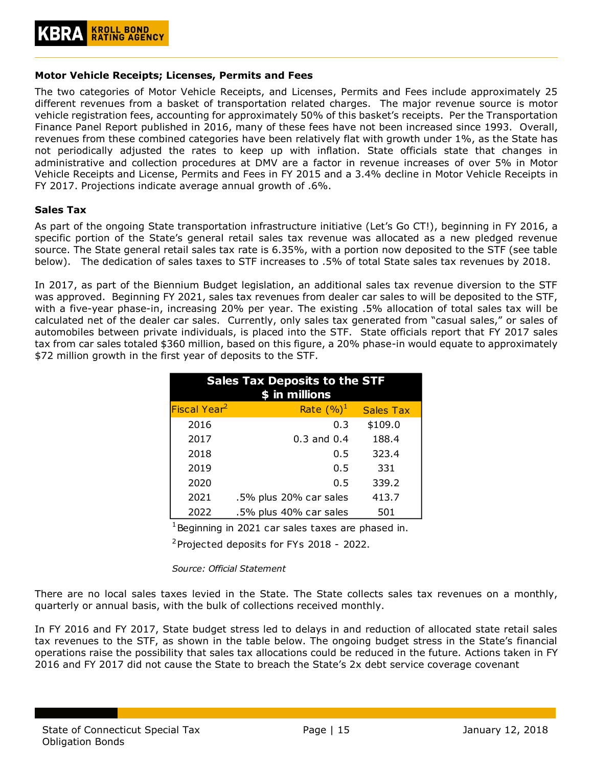**Motor Vehicle Receipts; Licenses, Permits and Fees**

The two categories of Motor Vehicle Receipts, and Licenses, Permits and Fees include approximately 25 different revenues from a basket of transportation related charges. The major revenue source is motor vehicle registration fees, accounting for approximately 50% of this basket's receipts. Per the Transportation Finance Panel Report published in 2016, many of these fees have not been increased since 1993. Overall, revenues from these combined categories have been relatively flat with growth under 1%, as the State has not periodically adjusted the rates to keep up with inflation. State officials state that changes in administrative and collection procedures at DMV are a factor in revenue increases of over 5% in Motor Vehicle Receipts and License, Permits and Fees in FY 2015 and a 3.4% decline in Motor Vehicle Receipts in FY 2017. Projections indicate average annual growth of .6%.

**Sales Tax**

As part of the ongoing State transportation infrastructure initiative (Let's Go CT!), beginning in FY 2016, a specific portion of the State's general retail sales tax revenue was allocated as a new pledged revenue source. The State general retail sales tax rate is 6.35%, with a portion now deposited to the STF (see table below). The dedication of sales taxes to STF increases to .5% of total State sales tax revenues by 2018.

In 2017, as part of the Biennium Budget legislation, an additional sales tax revenue diversion to the STF was approved. Beginning FY 2021, sales tax revenues from dealer car sales to will be deposited to the STF, with a five-year phase-in, increasing 20% per year. The existing .5% allocation of total sales tax will be calculated net of the dealer car sales. Currently, only sales tax generated from "casual sales," or sales of automobiles between private individuals, is placed into the STF. State officials report that FY 2017 sales tax from car sales totaled $360 million, based on this figure, a 20% phase-in would equate to approximately $72 million growth in the first year of deposits to the STF.

**Sales Tax Deposits to the STF**
**$ in millions**

| Fiscal Year[2] | Rate (%)[1] | Sales Tax |
|---|---|---|
| 2016 | 0.3 | $109.0 |
| 2017 | 0.3 and 0.4 | 188.4 |
| 2018 | 0.5 | 323.4 |
| 2019 | 0.5 | 331 |
| 2020 | 0.5 | 339.2 |
| 2021 | .5% plus 20% car sales | 413.7 |
| 2022 | .5% plus 40% car sales | 501 |

[1] Beginning in 2021 car sales taxes are phased in.

[2] Projected deposits for FYs 2018 - 2022.

*Source: Official Statement*

There are no local sales taxes levied in the State. The State collects sales tax revenues on a monthly, quarterly or annual basis, with the bulk of collections received monthly.

In FY 2016 and FY 2017, State budget stress led to delays in and reduction of allocated state retail sales tax revenues to the STF, as shown in the table below. The ongoing budget stress in the State's financial operations raise the possibility that sales tax allocations could be reduced in the future. Actions taken in FY 2016 and FY 2017 did not cause the State to breach the State's 2x debt service coverage covenant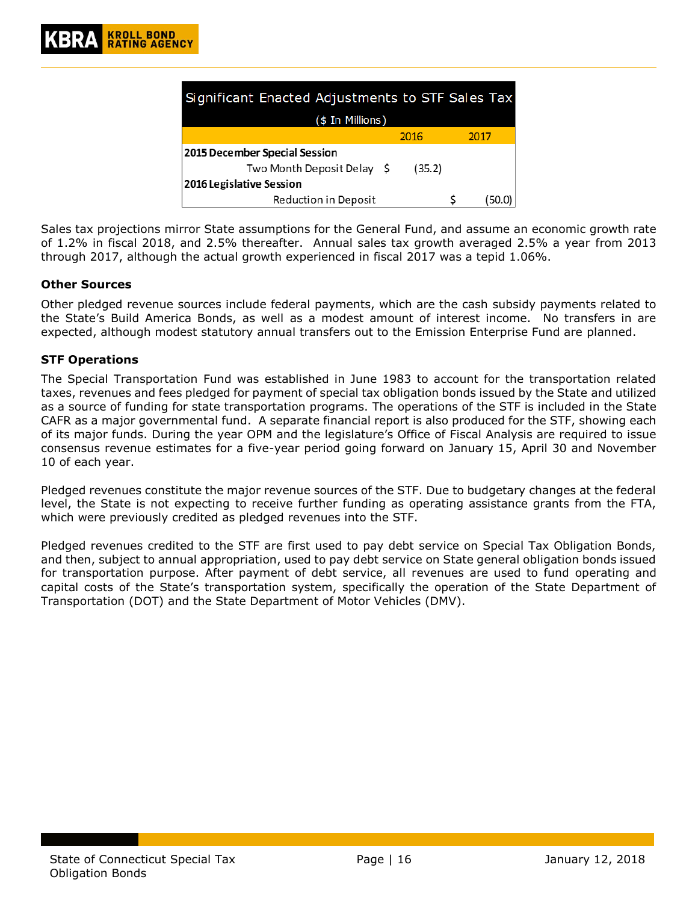| Significant Enacted Adjustments to STF Sales Tax ($ In Millions) | 2016 | 2017 |
|---|---|---|
| **2015 December Special Session** | | |
| Two Month Deposit Delay | $ (35.2) | |
| **2016 Legislative Session** | | |
| Reduction in Deposit | | $ (50.0) |

Sales tax projections mirror State assumptions for the General Fund, and assume an economic growth rate of 1.2% in fiscal 2018, and 2.5% thereafter. Annual sales tax growth averaged 2.5% a year from 2013 through 2017, although the actual growth experienced in fiscal 2017 was a tepid 1.06%.

### Other Sources

Other pledged revenue sources include federal payments, which are the cash subsidy payments related to the State's Build America Bonds, as well as a modest amount of interest income. No transfers in are expected, although modest statutory annual transfers out to the Emission Enterprise Fund are planned.

### STF Operations

The Special Transportation Fund was established in June 1983 to account for the transportation related taxes, revenues and fees pledged for payment of special tax obligation bonds issued by the State and utilized as a source of funding for state transportation programs. The operations of the STF is included in the State CAFR as a major governmental fund. A separate financial report is also produced for the STF, showing each of its major funds. During the year OPM and the legislature's Office of Fiscal Analysis are required to issue consensus revenue estimates for a five-year period going forward on January 15, April 30 and November 10 of each year.

Pledged revenues constitute the major revenue sources of the STF. Due to budgetary changes at the federal level, the State is not expecting to receive further funding as operating assistance grants from the FTA, which were previously credited as pledged revenues into the STF.

Pledged revenues credited to the STF are first used to pay debt service on Special Tax Obligation Bonds, and then, subject to annual appropriation, used to pay debt service on State general obligation bonds issued for transportation purpose. After payment of debt service, all revenues are used to fund operating and capital costs of the State's transportation system, specifically the operation of the State Department of Transportation (DOT) and the State Department of Motor Vehicles (DMV).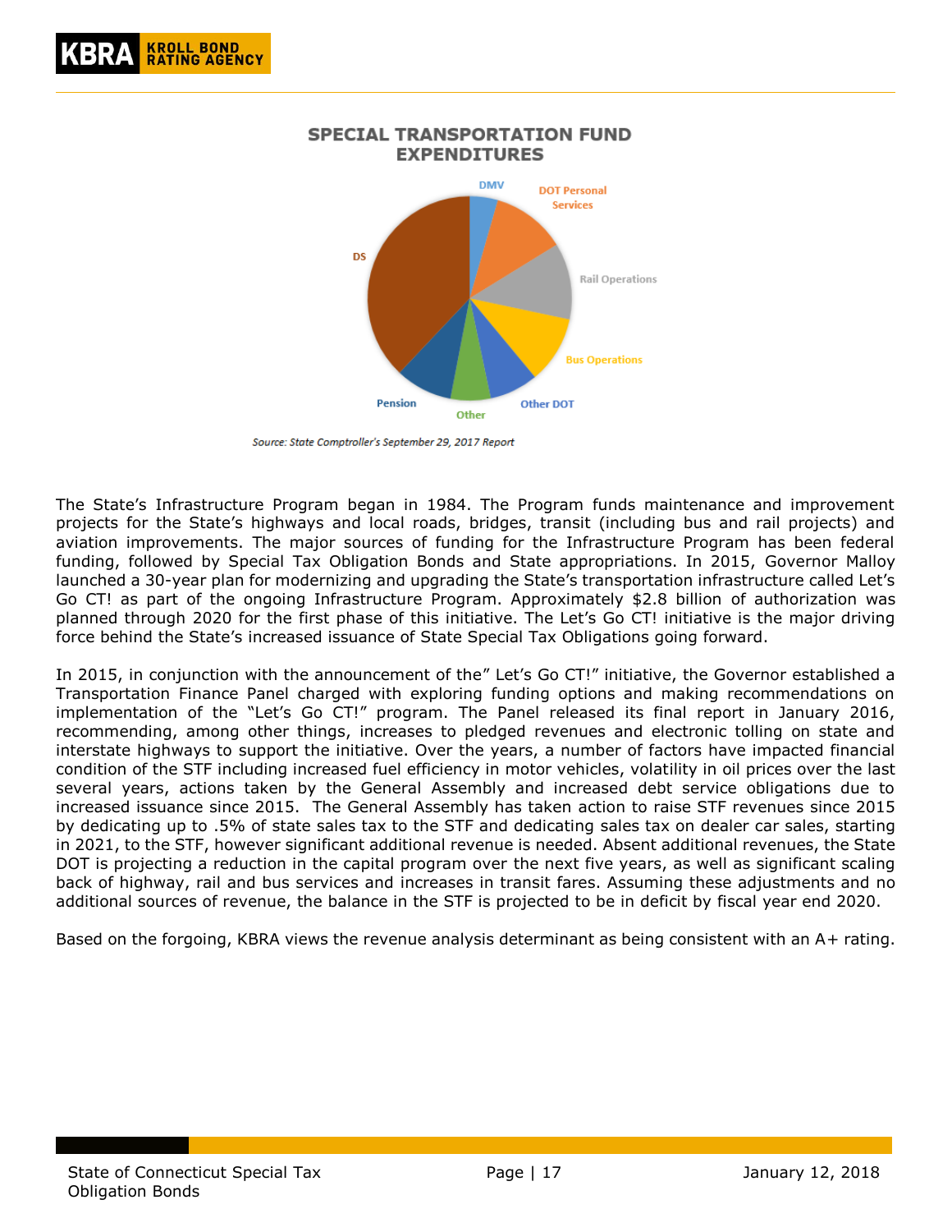**SPECIAL TRANSPORTATION FUND EXPENDITURES**

DMV, DOT Personal Services, Rail Operations, Bus Operations, Other DOT, Other, Pension, DS

*Source: State Comptroller's September 29, 2017 Report*

The State's Infrastructure Program began in 1984. The Program funds maintenance and improvement projects for the State's highways and local roads, bridges, transit (including bus and rail projects) and aviation improvements. The major sources of funding for the Infrastructure Program has been federal funding, followed by Special Tax Obligation Bonds and State appropriations. In 2015, Governor Malloy launched a 30-year plan for modernizing and upgrading the State's transportation infrastructure called Let's Go CT! as part of the ongoing Infrastructure Program. Approximately $2.8 billion of authorization was planned through 2020 for the first phase of this initiative. The Let's Go CT! initiative is the major driving force behind the State's increased issuance of State Special Tax Obligations going forward.

In 2015, in conjunction with the announcement of the" Let's Go CT!" initiative, the Governor established a Transportation Finance Panel charged with exploring funding options and making recommendations on implementation of the "Let's Go CT!" program. The Panel released its final report in January 2016, recommending, among other things, increases to pledged revenues and electronic tolling on state and interstate highways to support the initiative. Over the years, a number of factors have impacted financial condition of the STF including increased fuel efficiency in motor vehicles, volatility in oil prices over the last several years, actions taken by the General Assembly and increased debt service obligations due to increased issuance since 2015. The General Assembly has taken action to raise STF revenues since 2015 by dedicating up to .5% of state sales tax to the STF and dedicating sales tax on dealer car sales, starting in 2021, to the STF, however significant additional revenue is needed. Absent additional revenues, the State DOT is projecting a reduction in the capital program over the next five years, as well as significant scaling back of highway, rail and bus services and increases in transit fares. Assuming these adjustments and no additional sources of revenue, the balance in the STF is projected to be in deficit by fiscal year end 2020.

Based on the forgoing, KBRA views the revenue analysis determinant as being consistent with an A+ rating.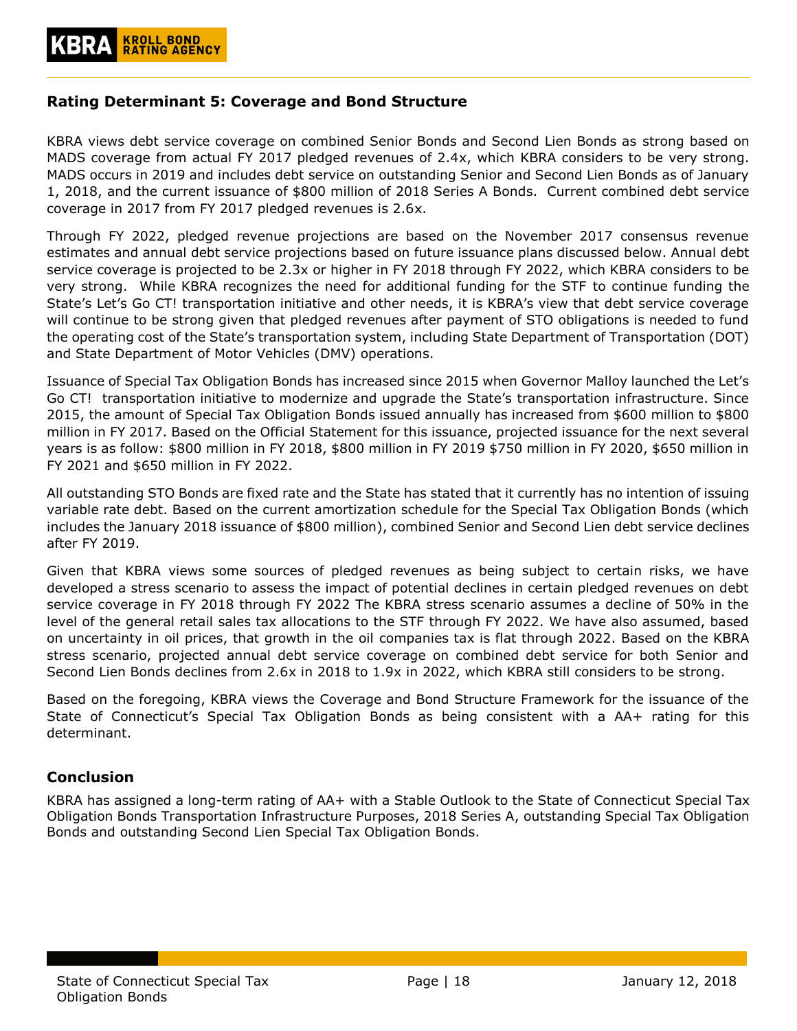## Rating Determinant 5: Coverage and Bond Structure

KBRA views debt service coverage on combined Senior Bonds and Second Lien Bonds as strong based on MADS coverage from actual FY 2017 pledged revenues of 2.4x, which KBRA considers to be very strong. MADS occurs in 2019 and includes debt service on outstanding Senior and Second Lien Bonds as of January 1, 2018, and the current issuance of $800 million of 2018 Series A Bonds. Current combined debt service coverage in 2017 from FY 2017 pledged revenues is 2.6x.

Through FY 2022, pledged revenue projections are based on the November 2017 consensus revenue estimates and annual debt service projections based on future issuance plans discussed below. Annual debt service coverage is projected to be 2.3x or higher in FY 2018 through FY 2022, which KBRA considers to be very strong. While KBRA recognizes the need for additional funding for the STF to continue funding the State's Let's Go CT! transportation initiative and other needs, it is KBRA's view that debt service coverage will continue to be strong given that pledged revenues after payment of STO obligations is needed to fund the operating cost of the State's transportation system, including State Department of Transportation (DOT) and State Department of Motor Vehicles (DMV) operations.

Issuance of Special Tax Obligation Bonds has increased since 2015 when Governor Malloy launched the Let's Go CT! transportation initiative to modernize and upgrade the State's transportation infrastructure. Since 2015, the amount of Special Tax Obligation Bonds issued annually has increased from $600 million to $800 million in FY 2017. Based on the Official Statement for this issuance, projected issuance for the next several years is as follow: $800 million in FY 2018, $800 million in FY 2019 $750 million in FY 2020, $650 million in FY 2021 and $650 million in FY 2022.

All outstanding STO Bonds are fixed rate and the State has stated that it currently has no intention of issuing variable rate debt. Based on the current amortization schedule for the Special Tax Obligation Bonds (which includes the January 2018 issuance of $800 million), combined Senior and Second Lien debt service declines after FY 2019.

Given that KBRA views some sources of pledged revenues as being subject to certain risks, we have developed a stress scenario to assess the impact of potential declines in certain pledged revenues on debt service coverage in FY 2018 through FY 2022 The KBRA stress scenario assumes a decline of 50% in the level of the general retail sales tax allocations to the STF through FY 2022. We have also assumed, based on uncertainty in oil prices, that growth in the oil companies tax is flat through 2022. Based on the KBRA stress scenario, projected annual debt service coverage on combined debt service for both Senior and Second Lien Bonds declines from 2.6x in 2018 to 1.9x in 2022, which KBRA still considers to be strong.

Based on the foregoing, KBRA views the Coverage and Bond Structure Framework for the issuance of the State of Connecticut's Special Tax Obligation Bonds as being consistent with a AA+ rating for this determinant.

## Conclusion

KBRA has assigned a long-term rating of AA+ with a Stable Outlook to the State of Connecticut Special Tax Obligation Bonds Transportation Infrastructure Purposes, 2018 Series A, outstanding Special Tax Obligation Bonds and outstanding Second Lien Special Tax Obligation Bonds.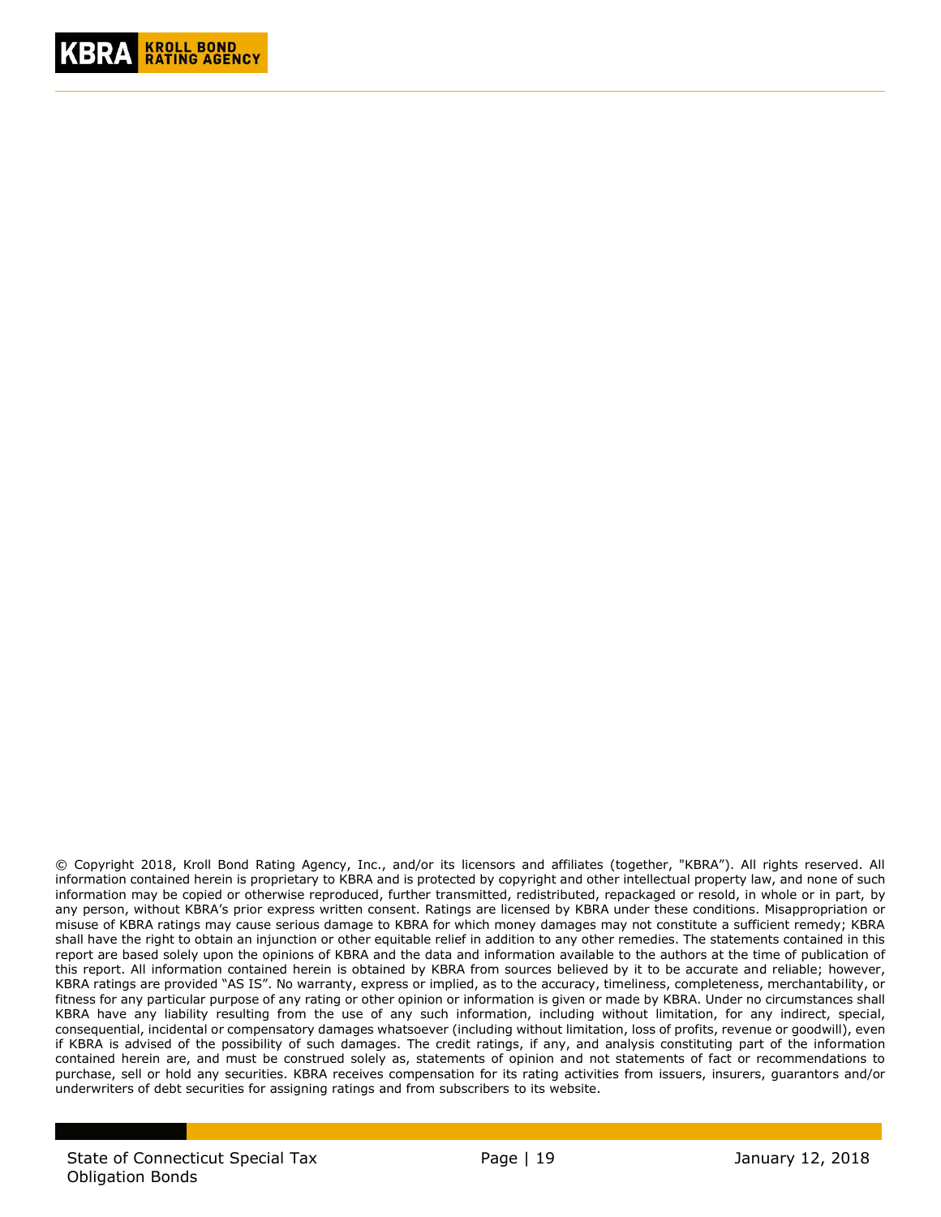© Copyright 2018, Kroll Bond Rating Agency, Inc., and/or its licensors and affiliates (together, "KBRA"). All rights reserved. All information contained herein is proprietary to KBRA and is protected by copyright and other intellectual property law, and none of such information may be copied or otherwise reproduced, further transmitted, redistributed, repackaged or resold, in whole or in part, by any person, without KBRA's prior express written consent. Ratings are licensed by KBRA under these conditions. Misappropriation or misuse of KBRA ratings may cause serious damage to KBRA for which money damages may not constitute a sufficient remedy; KBRA shall have the right to obtain an injunction or other equitable relief in addition to any other remedies. The statements contained in this report are based solely upon the opinions of KBRA and the data and information available to the authors at the time of publication of this report. All information contained herein is obtained by KBRA from sources believed by it to be accurate and reliable; however, KBRA ratings are provided "AS IS". No warranty, express or implied, as to the accuracy, timeliness, completeness, merchantability, or fitness for any particular purpose of any rating or other opinion or information is given or made by KBRA. Under no circumstances shall KBRA have any liability resulting from the use of any such information, including without limitation, for any indirect, special, consequential, incidental or compensatory damages whatsoever (including without limitation, loss of profits, revenue or goodwill), even if KBRA is advised of the possibility of such damages. The credit ratings, if any, and analysis constituting part of the information contained herein are, and must be construed solely as, statements of opinion and not statements of fact or recommendations to purchase, sell or hold any securities. KBRA receives compensation for its rating activities from issuers, insurers, guarantors and/or underwriters of debt securities for assigning ratings and from subscribers to its website.